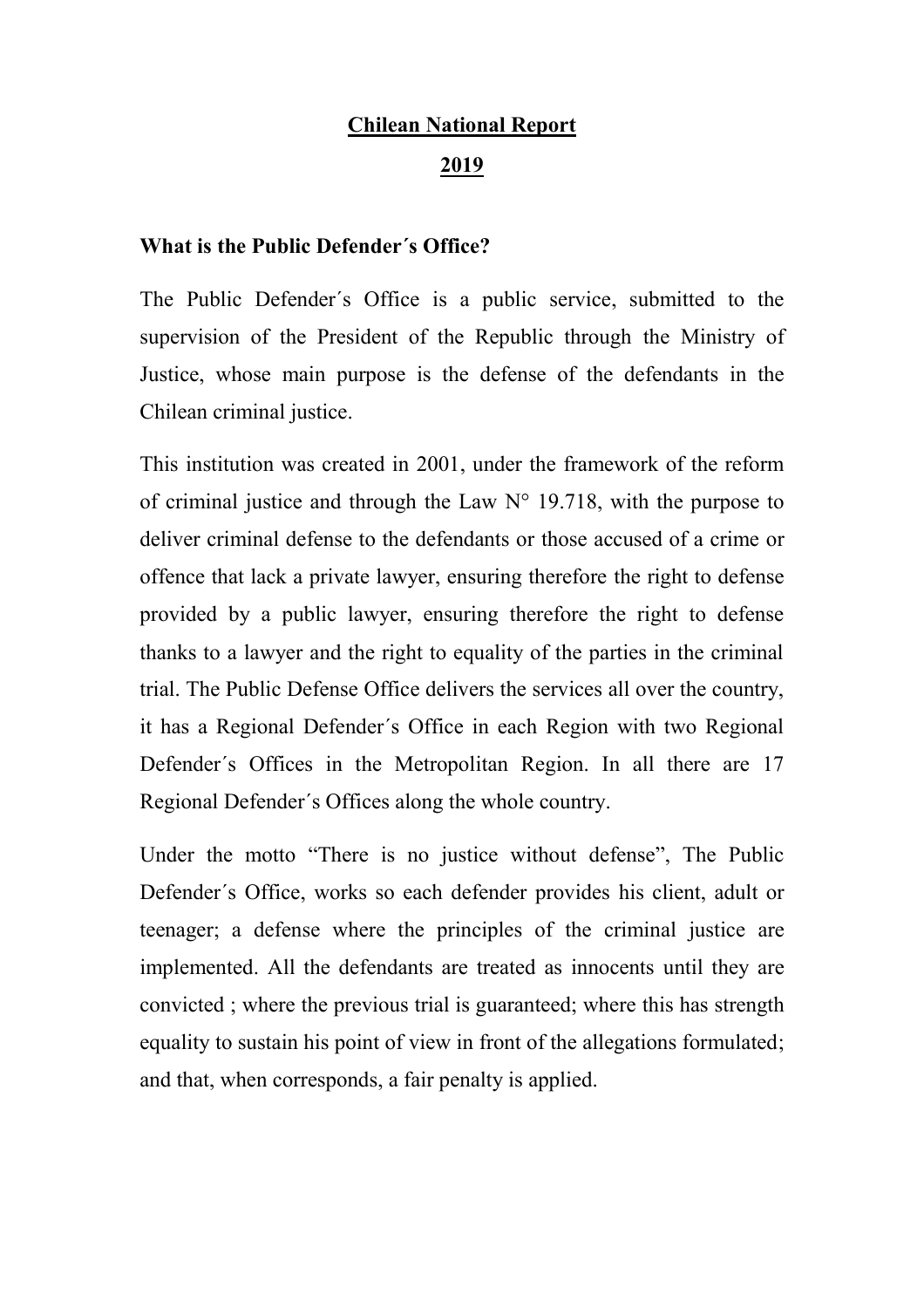# Chilean National Report

# 2019

## What is the Public Defender´s Office?

The Public Defender´s Office is a public service, submitted to the supervision of the President of the Republic through the Ministry of Justice, whose main purpose is the defense of the defendants in the Chilean criminal justice.

This institution was created in 2001, under the framework of the reform of criminal justice and through the Law N° 19.718, with the purpose to deliver criminal defense to the defendants or those accused of a crime or offence that lack a private lawyer, ensuring therefore the right to defense provided by a public lawyer, ensuring therefore the right to defense thanks to a lawyer and the right to equality of the parties in the criminal trial. The Public Defense Office delivers the services all over the country, it has a Regional Defender´s Office in each Region with two Regional Defender´s Offices in the Metropolitan Region. In all there are 17 Regional Defender´s Offices along the whole country.

Under the motto "There is no justice without defense", The Public Defender´s Office, works so each defender provides his client, adult or teenager; a defense where the principles of the criminal justice are implemented. All the defendants are treated as innocents until they are convicted ; where the previous trial is guaranteed; where this has strength equality to sustain his point of view in front of the allegations formulated; and that, when corresponds, a fair penalty is applied.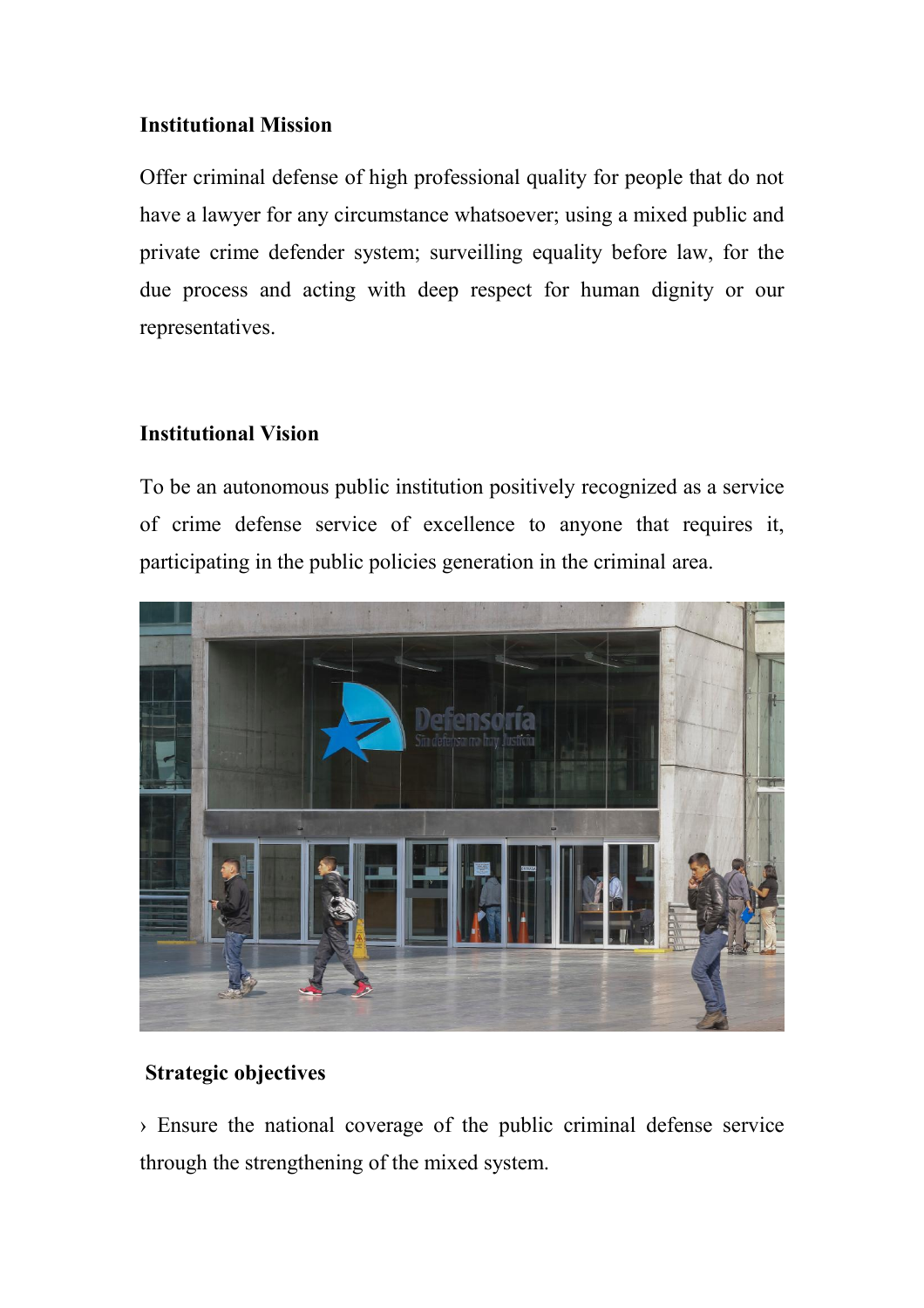**Institutional Mission**

Offer criminal defense of high professional quality for people that do not have a lawyer for any circumstance whatsoever; using a mixed public and private crime defender system; surveilling equality before law, for the due process and acting with deep respect for human dignity or our representatives.

**Institutional Vision**

To be an autonomous public institution positively recognized as a service of crime defense service of excellence to anyone that requires it, participating in the public policies generation in the criminal area.

**Strategic objectives**

› Ensure the national coverage of the public criminal defense service through the strengthening of the mixed system.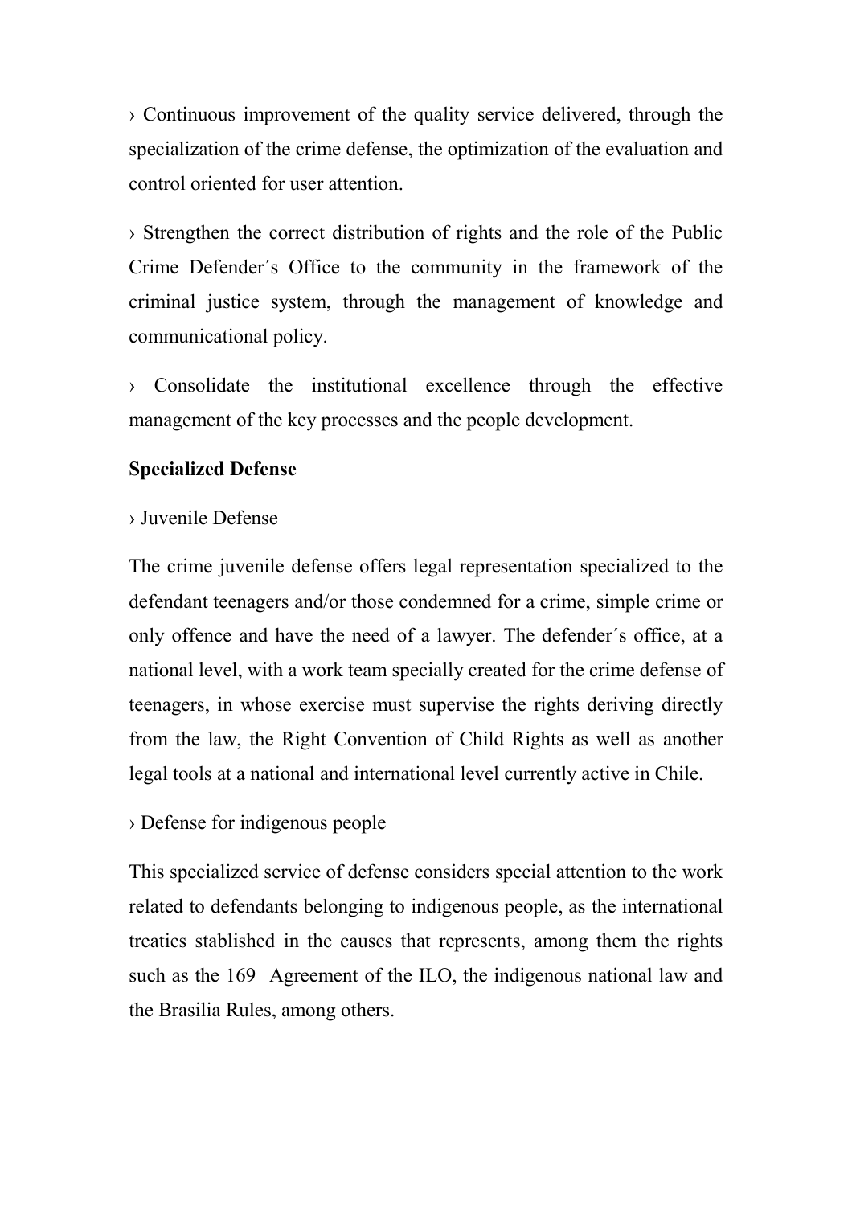› Continuous improvement of the quality service delivered, through the specialization of the crime defense, the optimization of the evaluation and control oriented for user attention.

› Strengthen the correct distribution of rights and the role of the Public Crime Defender´s Office to the community in the framework of the criminal justice system, through the management of knowledge and communicational policy.

› Consolidate the institutional excellence through the effective management of the key processes and the people development.

**Specialized Defense**

› Juvenile Defense

The crime juvenile defense offers legal representation specialized to the defendant teenagers and/or those condemned for a crime, simple crime or only offence and have the need of a lawyer. The defender´s office, at a national level, with a work team specially created for the crime defense of teenagers, in whose exercise must supervise the rights deriving directly from the law, the Right Convention of Child Rights as well as another legal tools at a national and international level currently active in Chile.

› Defense for indigenous people

This specialized service of defense considers special attention to the work related to defendants belonging to indigenous people, as the international treaties stablished in the causes that represents, among them the rights such as the 169 Agreement of the ILO, the indigenous national law and the Brasilia Rules, among others.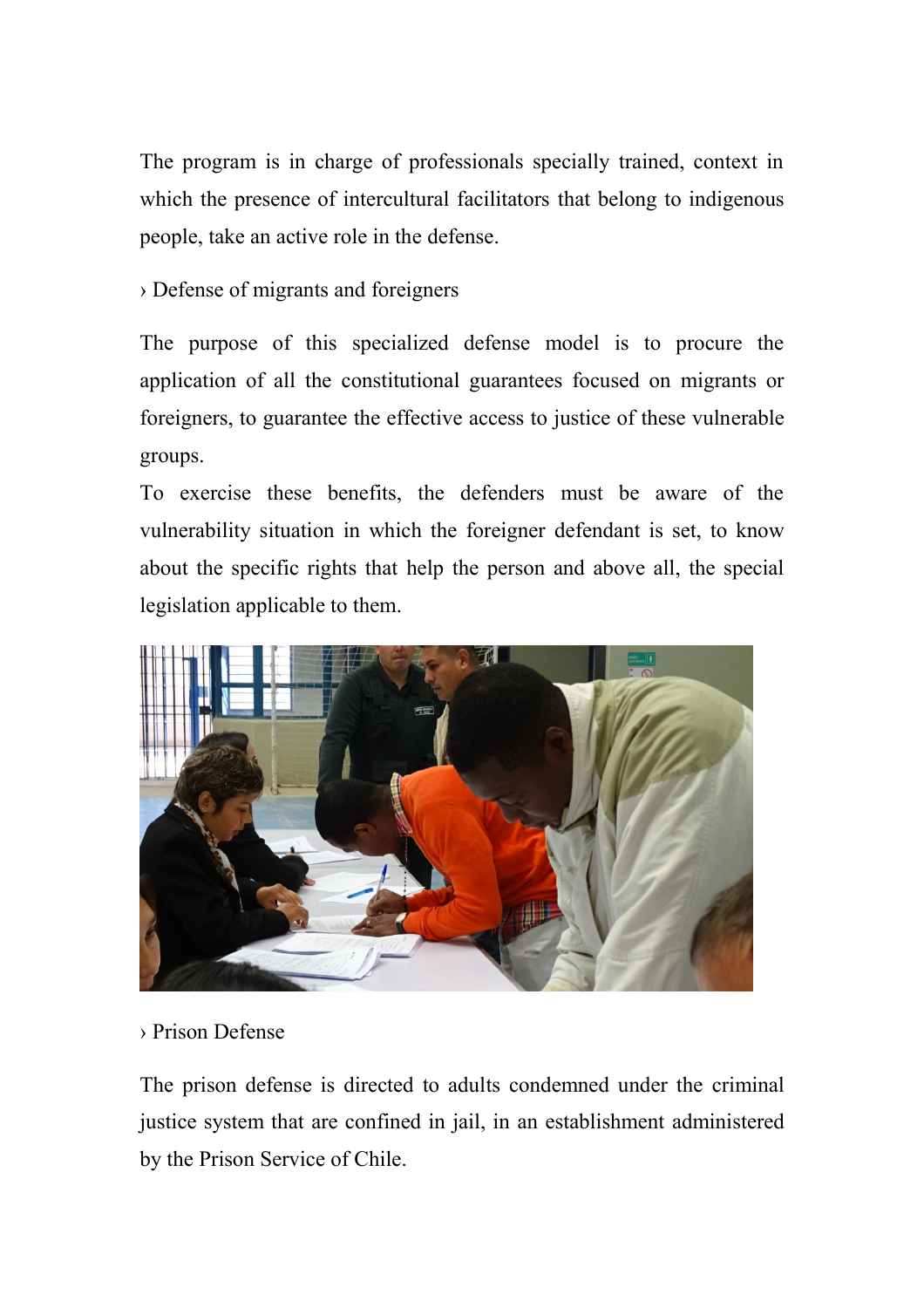The program is in charge of professionals specially trained, context in which the presence of intercultural facilitators that belong to indigenous people, take an active role in the defense.

› Defense of migrants and foreigners

The purpose of this specialized defense model is to procure the application of all the constitutional guarantees focused on migrants or foreigners, to guarantee the effective access to justice of these vulnerable groups.

To exercise these benefits, the defenders must be aware of the vulnerability situation in which the foreigner defendant is set, to know about the specific rights that help the person and above all, the special legislation applicable to them.

› Prison Defense

The prison defense is directed to adults condemned under the criminal justice system that are confined in jail, in an establishment administered by the Prison Service of Chile.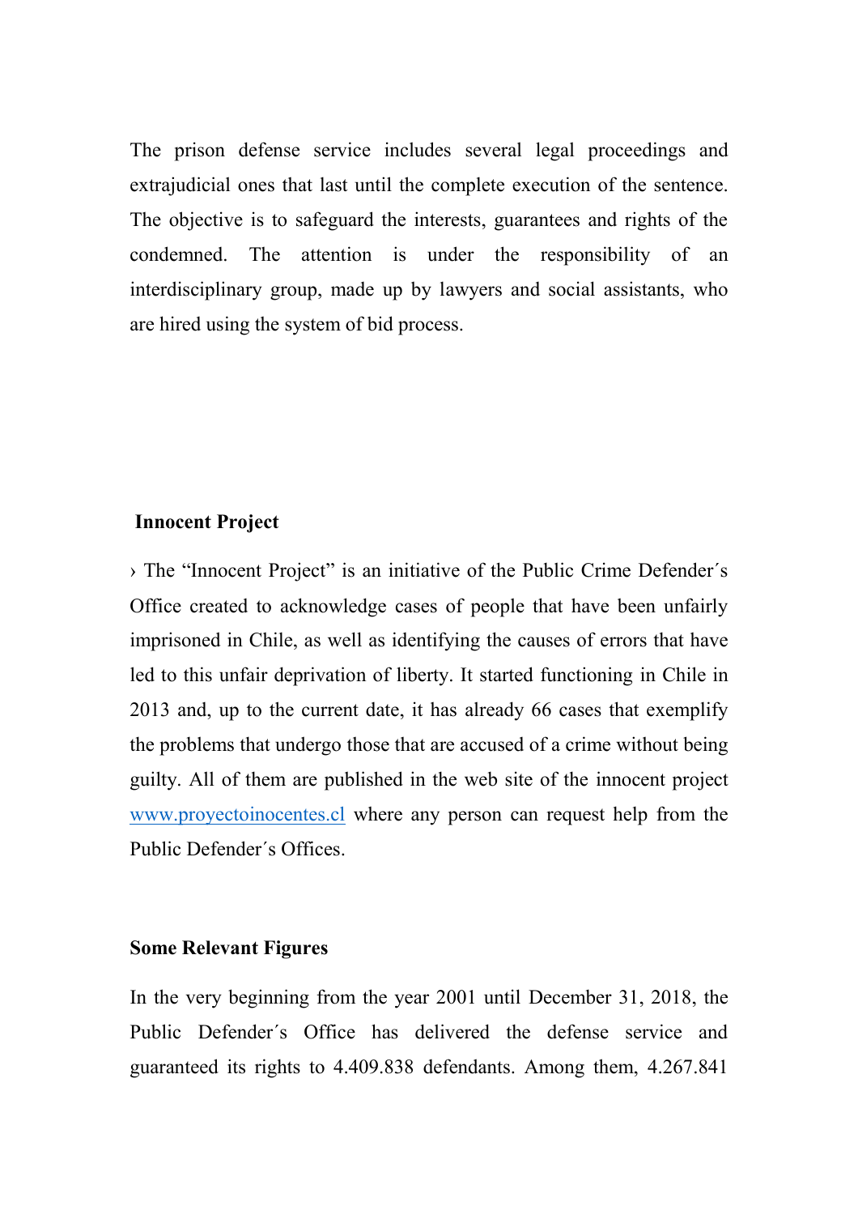The prison defense service includes several legal proceedings and extrajudicial ones that last until the complete execution of the sentence. The objective is to safeguard the interests, guarantees and rights of the condemned. The attention is under the responsibility of an interdisciplinary group, made up by lawyers and social assistants, who are hired using the system of bid process.

**Innocent Project**

› The "Innocent Project" is an initiative of the Public Crime Defender´s Office created to acknowledge cases of people that have been unfairly imprisoned in Chile, as well as identifying the causes of errors that have led to this unfair deprivation of liberty. It started functioning in Chile in 2013 and, up to the current date, it has already 66 cases that exemplify the problems that undergo those that are accused of a crime without being guilty. All of them are published in the web site of the innocent project [www.proyectoinocentes.cl](http://www.proyectoinocentes.cl) where any person can request help from the Public Defender´s Offices.

**Some Relevant Figures**

In the very beginning from the year 2001 until December 31, 2018, the Public Defender´s Office has delivered the defense service and guaranteed its rights to 4.409.838 defendants. Among them, 4.267.841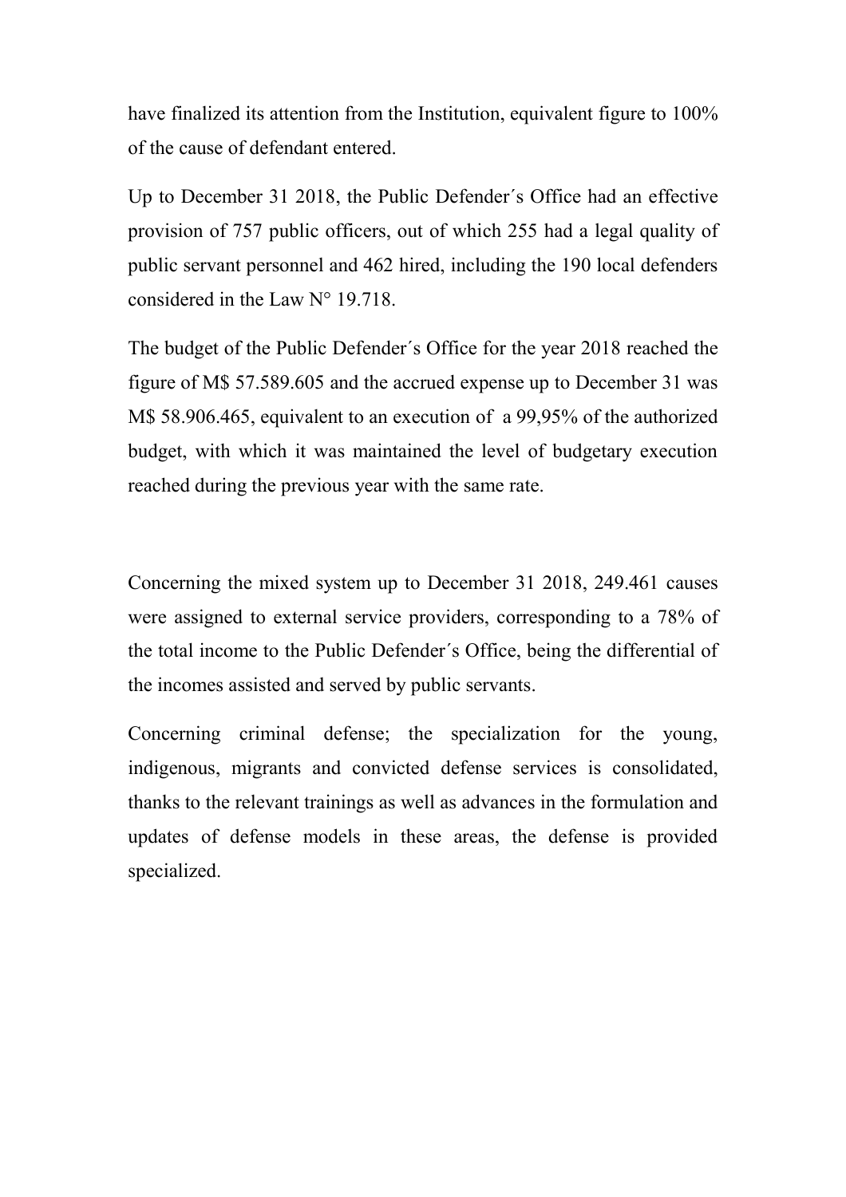have finalized its attention from the Institution, equivalent figure to 100% of the cause of defendant entered.

Up to December 31 2018, the Public Defender´s Office had an effective provision of 757 public officers, out of which 255 had a legal quality of public servant personnel and 462 hired, including the 190 local defenders considered in the Law N° 19.718.

The budget of the Public Defender´s Office for the year 2018 reached the figure of M$ 57.589.605 and the accrued expense up to December 31 was M$ 58.906.465, equivalent to an execution of a 99,95% of the authorized budget, with which it was maintained the level of budgetary execution reached during the previous year with the same rate.

Concerning the mixed system up to December 31 2018, 249.461 causes were assigned to external service providers, corresponding to a 78% of the total income to the Public Defender´s Office, being the differential of the incomes assisted and served by public servants.

Concerning criminal defense; the specialization for the young, indigenous, migrants and convicted defense services is consolidated, thanks to the relevant trainings as well as advances in the formulation and updates of defense models in these areas, the defense is provided specialized.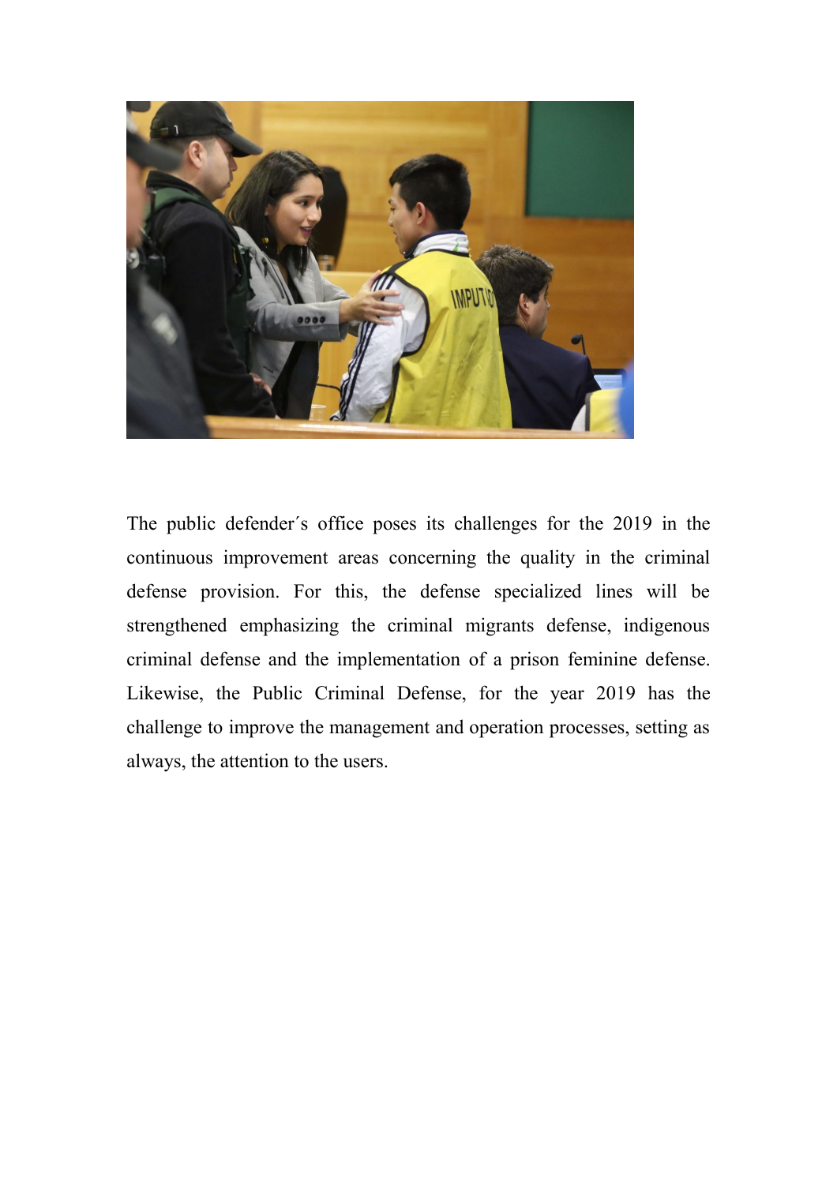The public defender´s office poses its challenges for the 2019 in the continuous improvement areas concerning the quality in the criminal defense provision. For this, the defense specialized lines will be strengthened emphasizing the criminal migrants defense, indigenous criminal defense and the implementation of a prison feminine defense. Likewise, the Public Criminal Defense, for the year 2019 has the challenge to improve the management and operation processes, setting as always, the attention to the users.